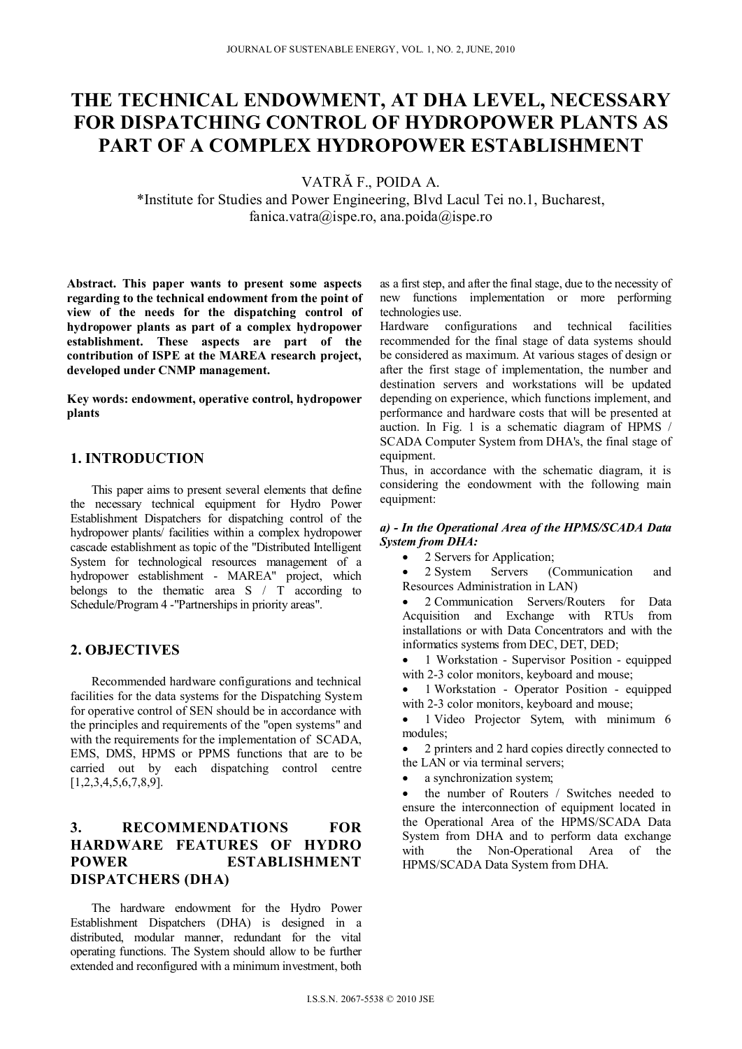# THE TECHNICAL ENDOWMENT, AT DHA LEVEL, NECESSARY FOR DISPATCHING CONTROL OF HYDROPOWER PLANTS AS PART OF A COMPLEX HYDROPOWER ESTABLISHMENT

VATRĂ F., POIDA A.

*Institute for Studies and Power Engineering, Blvd Lacul Tei no.1, Bucharest, fanica.vatra@ispe.ro, ana.poida@ispe.ro

**Abstract. This paper wants to present some aspects regarding to the technical endowment from the point of view of the needs for the dispatching control of hydropower plants as part of a complex hydropower establishment. These aspects are part of the contribution of ISPE at the MAREA research project, developed under CNMP management.**

**Key words: endowment, operative control, hydropower plants**

## 1. INTRODUCTION

This paper aims to present several elements that define the necessary technical equipment for Hydro Power Establishment Dispatchers for dispatching control of the hydropower plants/ facilities within a complex hydropower cascade establishment as topic of the "Distributed Intelligent System for technological resources management of a hydropower establishment - MAREA" project, which belongs to the thematic area S / T according to Schedule/Program 4 -"Partnerships in priority areas".

## 2. OBJECTIVES

Recommended hardware configurations and technical facilities for the data systems for the Dispatching System for operative control of SEN should be in accordance with the principles and requirements of the "open systems" and with the requirements for the implementation of SCADA, EMS, DMS, HPMS or PPMS functions that are to be carried out by each dispatching control centre [1,2,3,4,5,6,7,8,9].

## 3. RECOMMENDATIONS FOR HARDWARE FEATURES OF HYDRO POWER ESTABLISHMENT DISPATCHERS (DHA)

The hardware endowment for the Hydro Power Establishment Dispatchers (DHA) is designed in a distributed, modular manner, redundant for the vital operating functions. The System should allow to be further extended and reconfigured with a minimum investment, both as a first step, and after the final stage, due to the necessity of new functions implementation or more performing technologies use.

Hardware configurations and technical facilities recommended for the final stage of data systems should be considered as maximum. At various stages of design or after the first stage of implementation, the number and destination servers and workstations will be updated depending on experience, which functions implement, and performance and hardware costs that will be presented at auction. In Fig. 1 is a schematic diagram of HPMS / SCADA Computer System from DHA's, the final stage of equipment.

Thus, in accordance with the schematic diagram, it is considering the eondowment with the following main equipment:

***a) - In the Operational Area of the HPMS/SCADA Data System from DHA:***

- 2 Servers for Application;
- 2 System Servers (Communication and Resources Administration in LAN)
- 2 Communication Servers/Routers for Data Acquisition and Exchange with RTUs from installations or with Data Concentrators and with the informatics systems from DEC, DET, DED;
- 1 Workstation - Supervisor Position - equipped with 2-3 color monitors, keyboard and mouse;
- 1 Workstation - Operator Position - equipped with 2-3 color monitors, keyboard and mouse;
- 1 Video Projector Sytem, with minimum 6 modules;
- 2 printers and 2 hard copies directly connected to the LAN or via terminal servers;
- a synchronization system;
- the number of Routers / Switches needed to ensure the interconnection of equipment located in the Operational Area of the HPMS/SCADA Data System from DHA and to perform data exchange with the Non-Operational Area of the HPMS/SCADA Data System from DHA.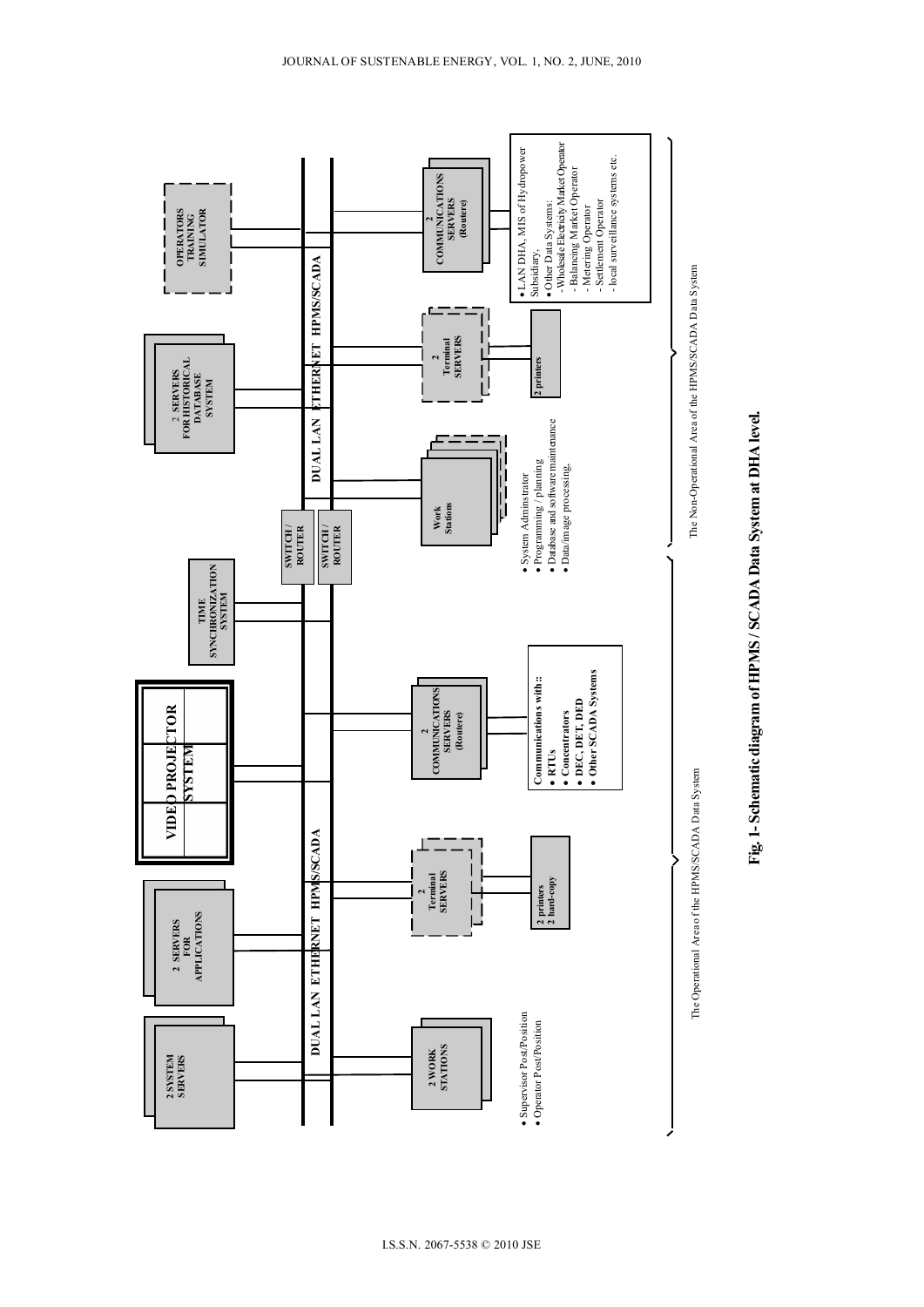DUAL LAN ETHERNET HPMS/SCADA

- 2 SYSTEM SERVERS
- 2 SERVERS FOR APPLICATIONS
- VIDEO PROJECTOR SYSTEM
- TIME SYNCHRONIZATION SYSTEM
- SWITCH / ROUTER
- SWITCH / ROUTER
- 2 SERVERS FOR HISTORICAL DATABASE SYSTEM
- OPERATORS TRAINING SIMULATOR
- 2 WORK STATIONS
  - Supervisor Post/Position
  - Operator Post/Position
- 2 Terminal SERVERS
  - 2 printers, 2 hard-copy
- 2 COMMUNICATIONS SERVERS (Routere)
  - Communications with::
    - RTUs
    - Concentrators
    - DEC, DET, DED
    - Other SCADA Systems
- Work Stations
  - System Administrator
  - Programming / planning
  - Database and software maintenance
  - Data/image processing.
- 2 Terminal SERVERS
  - 2 printers
- 2 COMMUNICATIONS SERVERS (Routere)
  - LAN DHA, MIS of Hydropower Subsidiary,
  - Other Data Systems:
    - Wholesale Electricity Market Operator
    - Balancing Market Operator
    - Metering Operator
    - Settlement Operator
    - local surveillance systems etc.

The Operational Area of the HPMS/SCADA Data System

The Non-Operational Area of the HPMS/SCADA Data System

**Fig. 1- Schematic diagram of HPMS / SCADA Data System at DHA level.**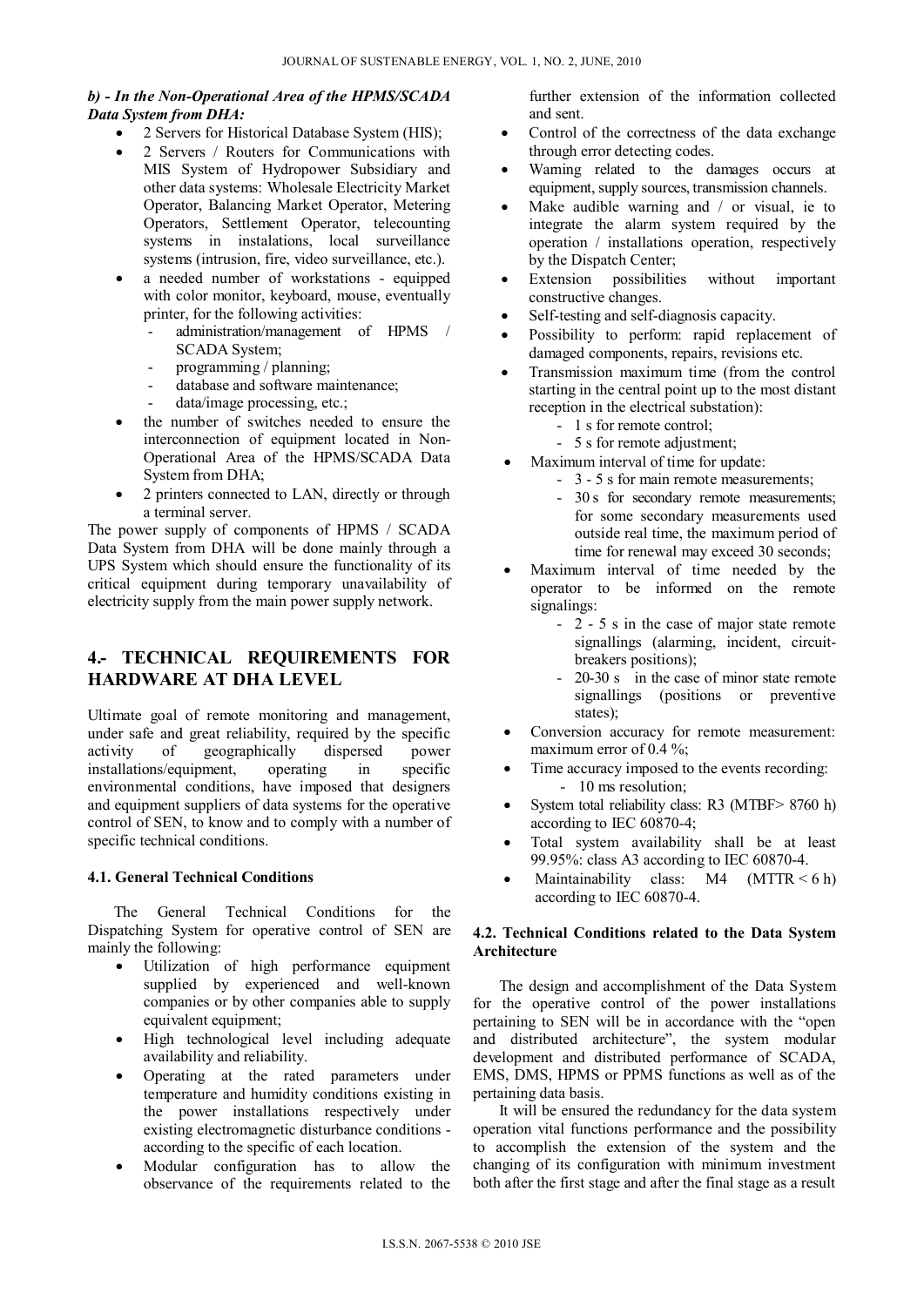***b) - In the Non-Operational Area of the HPMS/SCADA Data System from DHA:***

- 2 Servers for Historical Database System (HIS);
- 2 Servers / Routers for Communications with MIS System of Hydropower Subsidiary and other data systems: Wholesale Electricity Market Operator, Balancing Market Operator, Metering Operators, Settlement Operator, telecounting systems in instalations, local surveillance systems (intrusion, fire, video surveillance, etc.).
- a needed number of workstations - equipped with color monitor, keyboard, mouse, eventually printer, for the following activities:
  - administration/management of HPMS / SCADA System;
  - programming / planning;
  - database and software maintenance;
  - data/image processing, etc.;
- the number of switches needed to ensure the interconnection of equipment located in Non-Operational Area of the HPMS/SCADA Data System from DHA;
- 2 printers connected to LAN, directly or through a terminal server.

The power supply of components of HPMS / SCADA Data System from DHA will be done mainly through a UPS System which should ensure the functionality of its critical equipment during temporary unavailability of electricity supply from the main power supply network.

## 4.- TECHNICAL REQUIREMENTS FOR HARDWARE AT DHA LEVEL

Ultimate goal of remote monitoring and management, under safe and great reliability, required by the specific activity of geographically dispersed power installations/equipment, operating in specific environmental conditions, have imposed that designers and equipment suppliers of data systems for the operative control of SEN, to know and to comply with a number of specific technical conditions.

### 4.1. General Technical Conditions

The General Technical Conditions for the Dispatching System for operative control of SEN are mainly the following:

- Utilization of high performance equipment supplied by experienced and well-known companies or by other companies able to supply equivalent equipment;
- High technological level including adequate availability and reliability.
- Operating at the rated parameters under temperature and humidity conditions existing in the power installations respectively under existing electromagnetic disturbance conditions - according to the specific of each location.
- Modular configuration has to allow the observance of the requirements related to the further extension of the information collected and sent.
- Control of the correctness of the data exchange through error detecting codes.
- Warning related to the damages occurs at equipment, supply sources, transmission channels.
- Make audible warning and / or visual, ie to integrate the alarm system required by the operation / installations operation, respectively by the Dispatch Center;
- Extension possibilities without important constructive changes.
- Self-testing and self-diagnosis capacity.
- Possibility to perform: rapid replacement of damaged components, repairs, revisions etc.
- Transmission maximum time (from the control starting in the central point up to the most distant reception in the electrical substation):
  - 1 s for remote control;
  - 5 s for remote adjustment;
- Maximum interval of time for update:
  - 3 - 5 s for main remote measurements;
  - 30 s for secondary remote measurements; for some secondary measurements used outside real time, the maximum period of time for renewal may exceed 30 seconds;
- Maximum interval of time needed by the operator to be informed on the remote signalings:
  - 2 - 5 s in the case of major state remote signallings (alarming, incident, circuit-breakers positions);
  - 20-30 s in the case of minor state remote signallings (positions or preventive states);
- Conversion accuracy for remote measurement: maximum error of 0.4 %;
- Time accuracy imposed to the events recording:
  - 10 ms resolution;
- System total reliability class: R3 (MTBF> 8760 h) according to IEC 60870-4;
- Total system availability shall be at least 99.95%: class A3 according to IEC 60870-4.
- Maintainability class: M4 (MTTR < 6 h) according to IEC 60870-4.

### 4.2. Technical Conditions related to the Data System Architecture

The design and accomplishment of the Data System for the operative control of the power installations pertaining to SEN will be in accordance with the "open and distributed architecture", the system modular development and distributed performance of SCADA, EMS, DMS, HPMS or PPMS functions as well as of the pertaining data basis.

It will be ensured the redundancy for the data system operation vital functions performance and the possibility to accomplish the extension of the system and the changing of its configuration with minimum investment both after the first stage and after the final stage as a result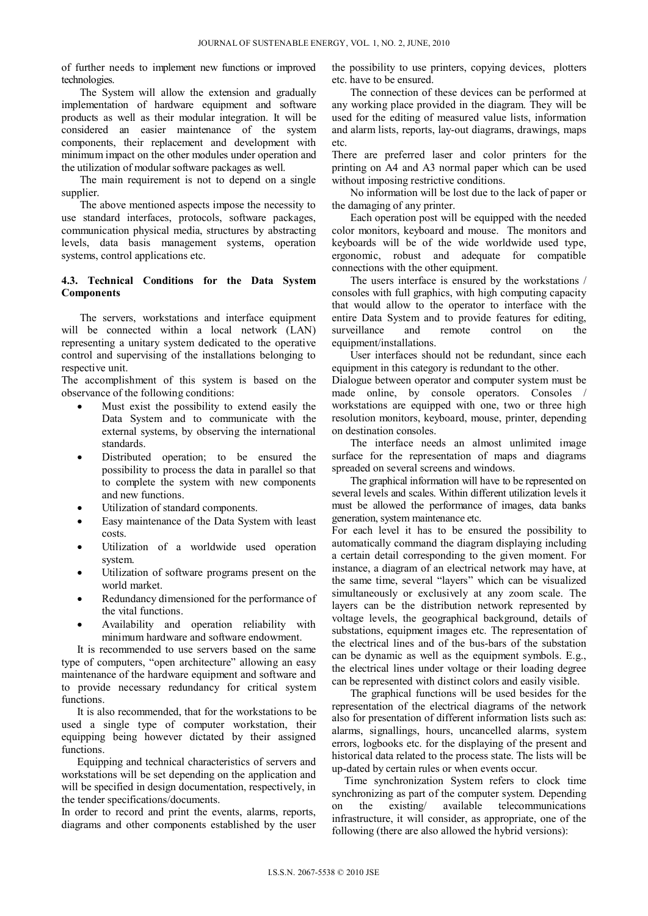of further needs to implement new functions or improved technologies.

The System will allow the extension and gradually implementation of hardware equipment and software products as well as their modular integration. It will be considered an easier maintenance of the system components, their replacement and development with minimum impact on the other modules under operation and the utilization of modular software packages as well.

The main requirement is not to depend on a single supplier.

The above mentioned aspects impose the necessity to use standard interfaces, protocols, software packages, communication physical media, structures by abstracting levels, data basis management systems, operation systems, control applications etc.

### 4.3. Technical Conditions for the Data System Components

The servers, workstations and interface equipment will be connected within a local network (LAN) representing a unitary system dedicated to the operative control and supervising of the installations belonging to respective unit.

The accomplishment of this system is based on the observance of the following conditions:

- Must exist the possibility to extend easily the Data System and to communicate with the external systems, by observing the international standards.
- Distributed operation; to be ensured the possibility to process the data in parallel so that to complete the system with new components and new functions.
- Utilization of standard components.
- Easy maintenance of the Data System with least costs.
- Utilization of a worldwide used operation system.
- Utilization of software programs present on the world market.
- Redundancy dimensioned for the performance of the vital functions.
- Availability and operation reliability with minimum hardware and software endowment.

It is recommended to use servers based on the same type of computers, "open architecture" allowing an easy maintenance of the hardware equipment and software and to provide necessary redundancy for critical system functions.

It is also recommended, that for the workstations to be used a single type of computer workstation, their equipping being however dictated by their assigned functions.

Equipping and technical characteristics of servers and workstations will be set depending on the application and will be specified in design documentation, respectively, in the tender specifications/documents.

In order to record and print the events, alarms, reports, diagrams and other components established by the user the possibility to use printers, copying devices, plotters etc. have to be ensured.

The connection of these devices can be performed at any working place provided in the diagram. They will be used for the editing of measured value lists, information and alarm lists, reports, lay-out diagrams, drawings, maps etc.

There are preferred laser and color printers for the printing on A4 and A3 normal paper which can be used without imposing restrictive conditions.

No information will be lost due to the lack of paper or the damaging of any printer.

Each operation post will be equipped with the needed color monitors, keyboard and mouse. The monitors and keyboards will be of the wide worldwide used type, ergonomic, robust and adequate for compatible connections with the other equipment.

The users interface is ensured by the workstations / consoles with full graphics, with high computing capacity that would allow to the operator to interface with the entire Data System and to provide features for editing, surveillance and remote control on the equipment/installations.

User interfaces should not be redundant, since each equipment in this category is redundant to the other.

Dialogue between operator and computer system must be made online, by console operators. Consoles / workstations are equipped with one, two or three high resolution monitors, keyboard, mouse, printer, depending on destination consoles.

The interface needs an almost unlimited image surface for the representation of maps and diagrams spreaded on several screens and windows.

The graphical information will have to be represented on several levels and scales. Within different utilization levels it must be allowed the performance of images, data banks generation, system maintenance etc.

For each level it has to be ensured the possibility to automatically command the diagram displaying including a certain detail corresponding to the given moment. For instance, a diagram of an electrical network may have, at the same time, several "layers" which can be visualized simultaneously or exclusively at any zoom scale. The layers can be the distribution network represented by voltage levels, the geographical background, details of substations, equipment images etc. The representation of the electrical lines and of the bus-bars of the substation can be dynamic as well as the equipment symbols. E.g., the electrical lines under voltage or their loading degree can be represented with distinct colors and easily visible.

The graphical functions will be used besides for the representation of the electrical diagrams of the network also for presentation of different information lists such as: alarms, signallings, hours, uncancelled alarms, system errors, logbooks etc. for the displaying of the present and historical data related to the process state. The lists will be up-dated by certain rules or when events occur.

Time synchronization System refers to clock time synchronizing as part of the computer system. Depending on the existing/ available telecommunications infrastructure, it will consider, as appropriate, one of the following (there are also allowed the hybrid versions):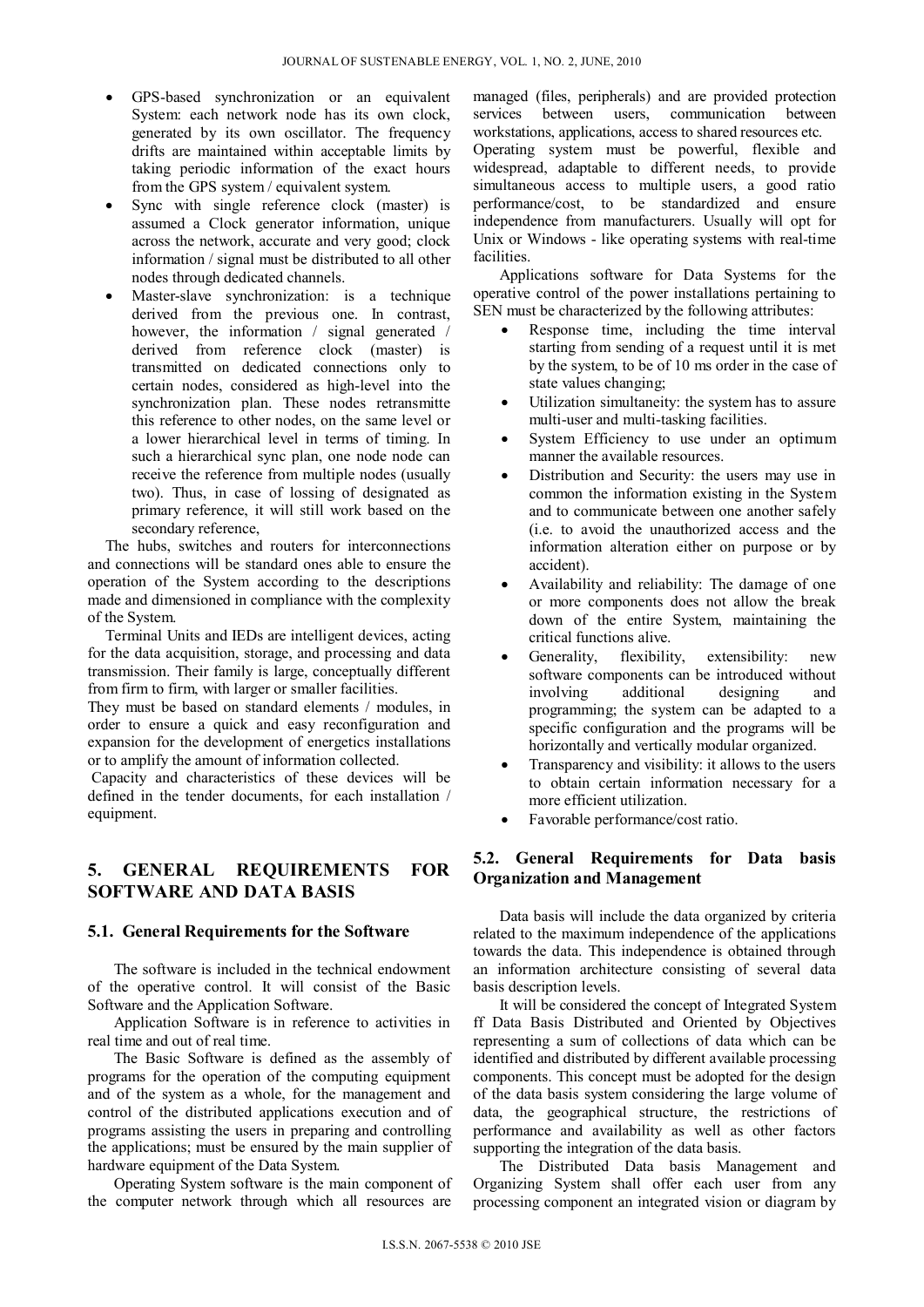- GPS-based synchronization or an equivalent System: each network node has its own clock, generated by its own oscillator. The frequency drifts are maintained within acceptable limits by taking periodic information of the exact hours from the GPS system / equivalent system.
- Sync with single reference clock (master) is assumed a Clock generator information, unique across the network, accurate and very good; clock information / signal must be distributed to all other nodes through dedicated channels.
- Master-slave synchronization: is a technique derived from the previous one. In contrast, however, the information / signal generated / derived from reference clock (master) is transmitted on dedicated connections only to certain nodes, considered as high-level into the synchronization plan. These nodes retransmitte this reference to other nodes, on the same level or a lower hierarchical level in terms of timing. In such a hierarchical sync plan, one node node can receive the reference from multiple nodes (usually two). Thus, in case of lossing of designated as primary reference, it will still work based on the secondary reference,

The hubs, switches and routers for interconnections and connections will be standard ones able to ensure the operation of the System according to the descriptions made and dimensioned in compliance with the complexity of the System.

Terminal Units and IEDs are intelligent devices, acting for the data acquisition, storage, and processing and data transmission. Their family is large, conceptually different from firm to firm, with larger or smaller facilities.

They must be based on standard elements / modules, in order to ensure a quick and easy reconfiguration and expansion for the development of energetics installations or to amplify the amount of information collected.

Capacity and characteristics of these devices will be defined in the tender documents, for each installation / equipment.

## 5. GENERAL REQUIREMENTS FOR SOFTWARE AND DATA BASIS

### 5.1. General Requirements for the Software

The software is included in the technical endowment of the operative control. It will consist of the Basic Software and the Application Software.

Application Software is in reference to activities in real time and out of real time.

The Basic Software is defined as the assembly of programs for the operation of the computing equipment and of the system as a whole, for the management and control of the distributed applications execution and of programs assisting the users in preparing and controlling the applications; must be ensured by the main supplier of hardware equipment of the Data System.

Operating System software is the main component of the computer network through which all resources are managed (files, peripherals) and are provided protection services between users, communication between workstations, applications, access to shared resources etc.

Operating system must be powerful, flexible and widespread, adaptable to different needs, to provide simultaneous access to multiple users, a good ratio performance/cost, to be standardized and ensure independence from manufacturers. Usually will opt for Unix or Windows - like operating systems with real-time facilities.

Applications software for Data Systems for the operative control of the power installations pertaining to SEN must be characterized by the following attributes:

- Response time, including the time interval starting from sending of a request until it is met by the system, to be of 10 ms order in the case of state values changing;
- Utilization simultaneity: the system has to assure multi-user and multi-tasking facilities.
- System Efficiency to use under an optimum manner the available resources.
- Distribution and Security: the users may use in common the information existing in the System and to communicate between one another safely (i.e. to avoid the unauthorized access and the information alteration either on purpose or by accident).
- Availability and reliability: The damage of one or more components does not allow the break down of the entire System, maintaining the critical functions alive.
- Generality, flexibility, extensibility: new software components can be introduced without involving additional designing and programming; the system can be adapted to a specific configuration and the programs will be horizontally and vertically modular organized.
- Transparency and visibility: it allows to the users to obtain certain information necessary for a more efficient utilization.
- Favorable performance/cost ratio.

### 5.2. General Requirements for Data basis Organization and Management

Data basis will include the data organized by criteria related to the maximum independence of the applications towards the data. This independence is obtained through an information architecture consisting of several data basis description levels.

It will be considered the concept of Integrated System ff Data Basis Distributed and Oriented by Objectives representing a sum of collections of data which can be identified and distributed by different available processing components. This concept must be adopted for the design of the data basis system considering the large volume of data, the geographical structure, the restrictions of performance and availability as well as other factors supporting the integration of the data basis.

The Distributed Data basis Management and Organizing System shall offer each user from any processing component an integrated vision or diagram by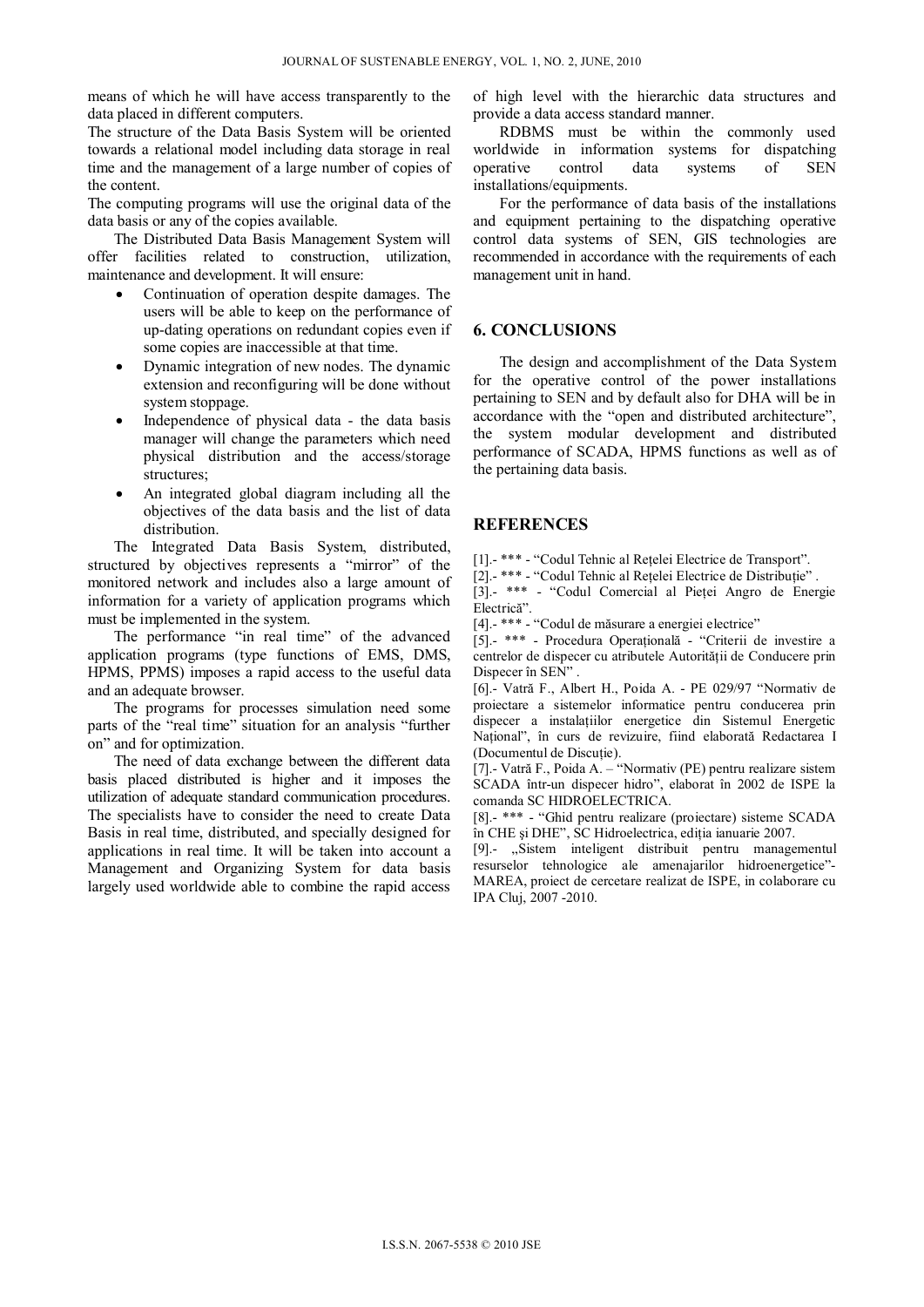means of which he will have access transparently to the data placed in different computers.

The structure of the Data Basis System will be oriented towards a relational model including data storage in real time and the management of a large number of copies of the content.

The computing programs will use the original data of the data basis or any of the copies available.

The Distributed Data Basis Management System will offer facilities related to construction, utilization, maintenance and development. It will ensure:

- Continuation of operation despite damages. The users will be able to keep on the performance of up-dating operations on redundant copies even if some copies are inaccessible at that time.
- Dynamic integration of new nodes. The dynamic extension and reconfiguring will be done without system stoppage.
- Independence of physical data - the data basis manager will change the parameters which need physical distribution and the access/storage structures;
- An integrated global diagram including all the objectives of the data basis and the list of data distribution.

The Integrated Data Basis System, distributed, structured by objectives represents a "mirror" of the monitored network and includes also a large amount of information for a variety of application programs which must be implemented in the system.

The performance "in real time" of the advanced application programs (type functions of EMS, DMS, HPMS, PPMS) imposes a rapid access to the useful data and an adequate browser.

The programs for processes simulation need some parts of the "real time" situation for an analysis "further on" and for optimization.

The need of data exchange between the different data basis placed distributed is higher and it imposes the utilization of adequate standard communication procedures. The specialists have to consider the need to create Data Basis in real time, distributed, and specially designed for applications in real time. It will be taken into account a Management and Organizing System for data basis largely used worldwide able to combine the rapid access of high level with the hierarchic data structures and provide a data access standard manner.

RDBMS must be within the commonly used worldwide in information systems for dispatching operative control data systems of SEN installations/equipments.

For the performance of data basis of the installations and equipment pertaining to the dispatching operative control data systems of SEN, GIS technologies are recommended in accordance with the requirements of each management unit in hand.

## 6. CONCLUSIONS

The design and accomplishment of the Data System for the operative control of the power installations pertaining to SEN and by default also for DHA will be in accordance with the "open and distributed architecture", the system modular development and distributed performance of SCADA, HPMS functions as well as of the pertaining data basis.

## REFERENCES

[1].- *** - "Codul Tehnic al Rețelei Electrice de Transport".

[2].- *** - "Codul Tehnic al Rețelei Electrice de Distribuție" .

[3].- *** - "Codul Comercial al Pieței Angro de Energie Electrică".

[4].- *** - "Codul de măsurare a energiei electrice"

[5].- *** - Procedura Operațională - "Criterii de investire a centrelor de dispecer cu atributele Autorității de Conducere prin Dispecer în SEN" .

[6].- Vatră F., Albert H., Poida A. - PE 029/97 "Normativ de proiectare a sistemelor informatice pentru conducerea prin dispecer a instalațiilor energetice din Sistemul Energetic Național", în curs de revizuire, fiind elaborată Redactarea I (Documentul de Discuție).

[7].- Vatră F., Poida A. – "Normativ (PE) pentru realizare sistem SCADA într-un dispecer hidro", elaborat în 2002 de ISPE la comanda SC HIDROELECTRICA.

[8].- *** - "Ghid pentru realizare (proiectare) sisteme SCADA în CHE şi DHE", SC Hidroelectrica, ediția ianuarie 2007.

[9].- „Sistem inteligent distribuit pentru managementul resurselor tehnologice ale amenajarilor hidroenergetice"- MAREA, proiect de cercetare realizat de ISPE, in colaborare cu IPA Cluj, 2007 -2010.